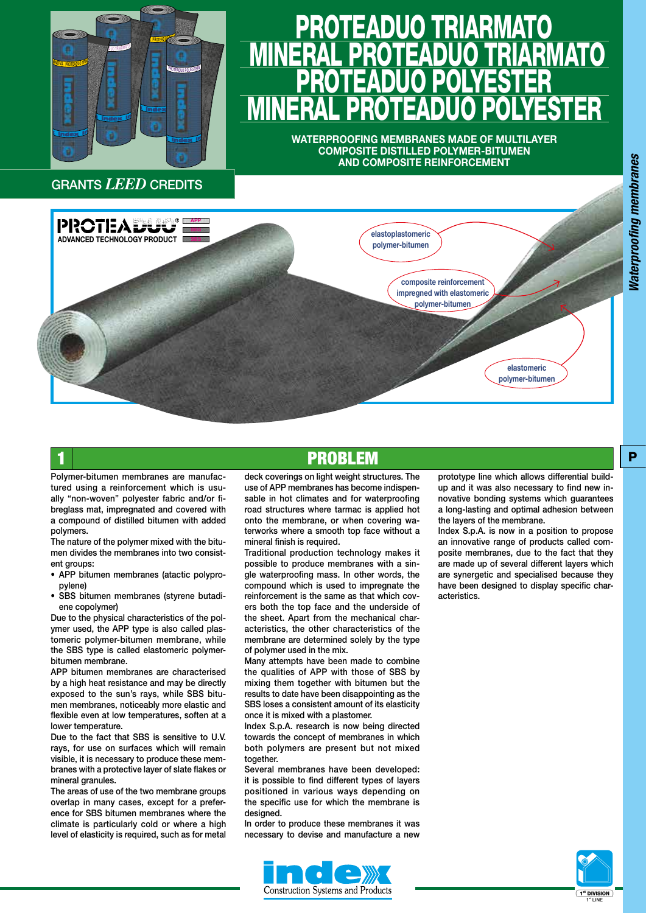# PROTEADUO TRIARMATO
# MINERAL PROTEADUO TRIARMATO
# PROTEADUO POLYESTER
# MINERAL PROTEADUO POLYESTER

**WATERPROOFING MEMBRANES MADE OF MULTILAYER COMPOSITE DISTILLED POLYMER-BITUMEN AND COMPOSITE REINFORCEMENT**

GRANTS *LEED* CREDITS

PROTEADUO® ADVANCED TECHNOLOGY PRODUCT

elastoplastomeric polymer-bitumen

composite reinforcement impregned with elastomeric polymer-bitumen

elastomeric polymer-bitumen

## 1 PROBLEM

Polymer-bitumen membranes are manufactured using a reinforcement which is usually "non-woven" polyester fabric and/or fibreglass mat, impregnated and covered with a compound of distilled bitumen with added polymers.

The nature of the polymer mixed with the bitumen divides the membranes into two consistent groups:

- APP bitumen membranes (atactic polypropylene)
- SBS bitumen membranes (styrene butadiene copolymer)

Due to the physical characteristics of the polymer used, the APP type is also called plastomeric polymer-bitumen membrane, while the SBS type is called elastomeric polymer-bitumen membrane.

APP bitumen membranes are characterised by a high heat resistance and may be directly exposed to the sun's rays, while SBS bitumen membranes, noticeably more elastic and flexible even at low temperatures, soften at a lower temperature.

Due to the fact that SBS is sensitive to U.V. rays, for use on surfaces which will remain visible, it is necessary to produce these membranes with a protective layer of slate flakes or mineral granules.

The areas of use of the two membrane groups overlap in many cases, except for a preference for SBS bitumen membranes where the climate is particularly cold or where a high level of elasticity is required, such as for metal deck coverings on light weight structures. The use of APP membranes has become indispensable in hot climates and for waterproofing road structures where tarmac is applied hot onto the membrane, or when covering waterworks where a smooth top face without a mineral finish is required.

Traditional production technology makes it possible to produce membranes with a single waterproofing mass. In other words, the compound which is used to impregnate the reinforcement is the same as that which covers both the top face and the underside of the sheet. Apart from the mechanical characteristics, the other characteristics of the membrane are determined solely by the type of polymer used in the mix.

Many attempts have been made to combine the qualities of APP with those of SBS by mixing them together with bitumen but the results to date have been disappointing as the SBS loses a consistent amount of its elasticity once it is mixed with a plastomer.

Index S.p.A. research is now being directed towards the concept of membranes in which both polymers are present but not mixed together.

Several membranes have been developed: it is possible to find different types of layers positioned in various ways depending on the specific use for which the membrane is designed.

In order to produce these membranes it was necessary to devise and manufacture a new prototype line which allows differential build-up and it was also necessary to find new innovative bonding systems which guarantees a long-lasting and optimal adhesion between the layers of the membrane.

Index S.p.A. is now in a position to propose an innovative range of products called composite membranes, due to the fact that they are made up of several different layers which are synergetic and specialised because they have been designed to display specific characteristics.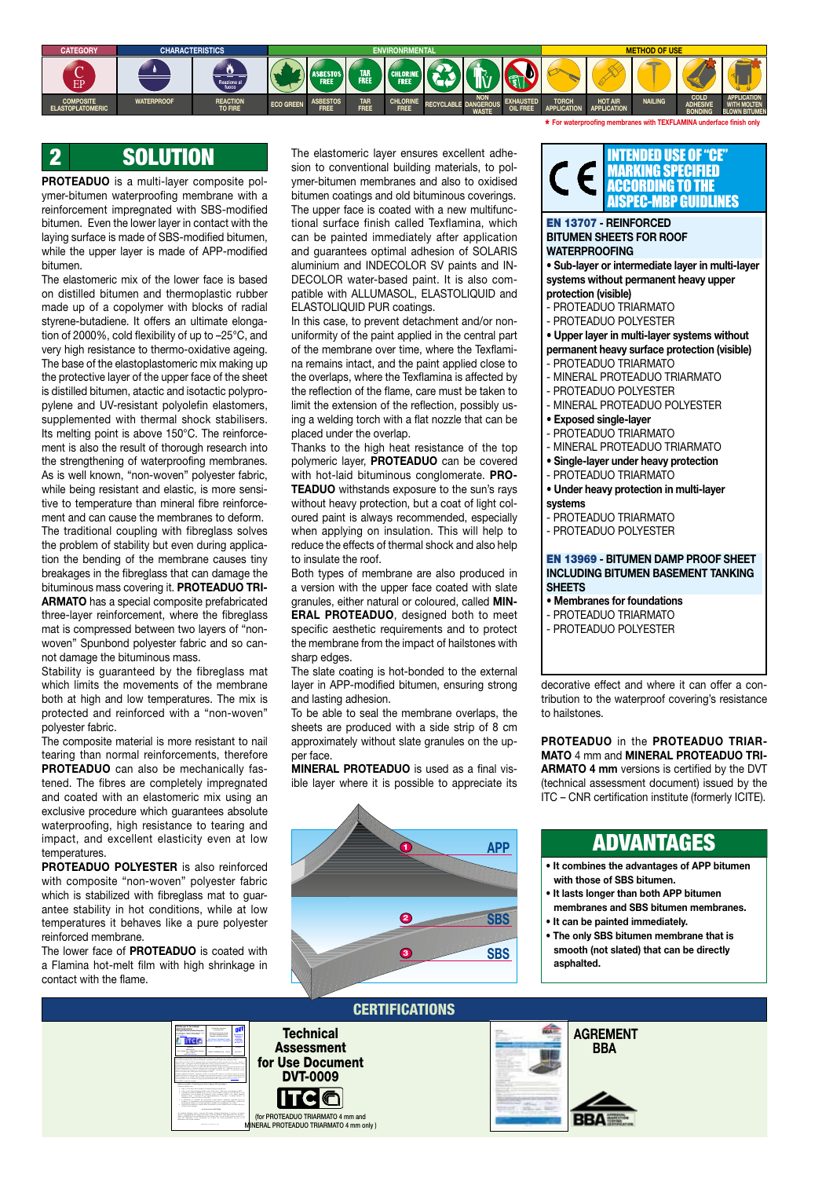| CATEGORY | CHARACTERISTICS | | ENVIRONMENTAL | | | | | | | METHOD OF USE | | | | |
|---|---|---|---|---|---|---|---|---|---|---|---|---|---|---|
| COMPOSITE ELASTOPLATOMERIC | WATERPROOF | REACTION TO FIRE | ECO GREEN | ASBESTOS FREE | TAR FREE | CHLORINE FREE | RECYCLABLE | NON DANGEROUS WASTE | EXHAUSTED OIL FREE | TORCH APPLICATION | HOT AIR APPLICATION | NAILING | COLD ADHESIVE BONDING | APPLICATION WITH MOLTEN BLOWN BITUMEN |

* For waterproofing membranes with TEXFLAMINA underface finish only

## 2 SOLUTION

**PROTEADUO** is a multi-layer composite polymer-bitumen waterproofing membrane with a reinforcement impregnated with SBS-modified bitumen. Even the lower layer in contact with the laying surface is made of SBS-modified bitumen, while the upper layer is made of APP-modified bitumen.

The elastomeric mix of the lower face is based on distilled bitumen and thermoplastic rubber made up of a copolymer with blocks of radial styrene-butadiene. It offers an ultimate elongation of 2000%, cold flexibility of up to –25°C, and very high resistance to thermo-oxidative ageing. The base of the elastoplastomeric mix making up the protective layer of the upper face of the sheet is distilled bitumen, atactic and isotactic polypropylene and UV-resistant polyolefin elastomers, supplemented with thermal shock stabilisers. Its melting point is above 150°C. The reinforcement is also the result of thorough research into the strengthening of waterproofing membranes. As is well known, "non-woven" polyester fabric, while being resistant and elastic, is more sensitive to temperature than mineral fibre reinforcement and can cause the membranes to deform. The traditional coupling with fibreglass solves the problem of stability but even during application the bending of the membrane causes tiny breakages in the fibreglass that can damage the bituminous mass covering it. **PROTEADUO TRIARMATO** has a special composite prefabricated three-layer reinforcement, where the fibreglass mat is compressed between two layers of "non-woven" Spunbond polyester fabric and so cannot damage the bituminous mass.

Stability is guaranteed by the fibreglass mat which limits the movements of the membrane both at high and low temperatures. The mix is protected and reinforced with a "non-woven" polyester fabric.

The composite material is more resistant to nail tearing than normal reinforcements, therefore **PROTEADUO** can also be mechanically fastened. The fibres are completely impregnated and coated with an elastomeric mix using an exclusive procedure which guarantees absolute waterproofing, high resistance to tearing and impact, and excellent elasticity even at low temperatures.

**PROTEADUO POLYESTER** is also reinforced with composite "non-woven" polyester fabric which is stabilized with fibreglass mat to guarantee stability in hot conditions, while at low temperatures it behaves like a pure polyester reinforced membrane.

The lower face of **PROTEADUO** is coated with a Flamina hot-melt film with high shrinkage in contact with the flame.

The elastomeric layer ensures excellent adhesion to conventional building materials, to polymer-bitumen membranes and also to oxidised bitumen coatings and old bituminous coverings. The upper face is coated with a new multifunctional surface finish called Texflamina, which can be painted immediately after application and guarantees optimal adhesion of SOLARIS aluminium and INDECOLOR SV paints and INDECOLOR water-based paint. It is also compatible with ALLUMASOL, ELASTOLIQUID and ELASTOLIQUID PUR coatings.

In this case, to prevent detachment and/or non-uniformity of the paint applied in the central part of the membrane over time, where the Texflamina remains intact, and the paint applied close to the overlaps, where the Texflamina is affected by the reflection of the flame, care must be taken to limit the extension of the reflection, possibly using a welding torch with a flat nozzle that can be placed under the overlap.

Thanks to the high heat resistance of the top polymeric layer, **PROTEADUO** can be covered with hot-laid bituminous conglomerate. **PROTEADUO** withstands exposure to the sun's rays without heavy protection, but a coat of light coloured paint is always recommended, especially when applying on insulation. This will help to reduce the effects of thermal shock and also help to insulate the roof.

Both types of membrane are also produced in a version with the upper face coated with slate granules, either natural or coloured, called **MINERAL PROTEADUO**, designed both to meet specific aesthetic requirements and to protect the membrane from the impact of hailstones with sharp edges.

The slate coating is hot-bonded to the external layer in APP-modified bitumen, ensuring strong and lasting adhesion.

To be able to seal the membrane overlaps, the sheets are produced with a side strip of 8 cm approximately without slate granules on the upper face.

**MINERAL PROTEADUO** is used as a final visible layer where it is possible to appreciate its decorative effect and where it can offer a contribution to the waterproof covering's resistance to hailstones.

**PROTEADUO** in the **PROTEADUO TRIARMATO** 4 mm and **MINERAL PROTEADUO TRIARMATO 4 mm** versions is certified by the DVT (technical assessment document) issued by the ITC – CNR certification institute (formerly ICITE).

1 APP
2 SBS
3 SBS

## INTENDED USE OF "CE" MARKING SPECIFIED ACCORDING TO THE AISPEC-MBP GUIDELINES

**EN 13707 - REINFORCED BITUMEN SHEETS FOR ROOF WATERPROOFING**

**• Sub-layer or intermediate layer in multi-layer systems without permanent heavy upper protection (visible)**
- PROTEADUO TRIARMATO
- PROTEADUO POLYESTER

**• Upper layer in multi-layer systems without permanent heavy surface protection (visible)**
- PROTEADUO TRIARMATO
- MINERAL PROTEADUO TRIARMATO
- PROTEADUO POLYESTER
- MINERAL PROTEADUO POLYESTER

**• Exposed single-layer**
- PROTEADUO TRIARMATO
- MINERAL PROTEADUO TRIARMATO

**• Single-layer under heavy protection**
- PROTEADUO TRIARMATO

**• Under heavy protection in multi-layer systems**
- PROTEADUO TRIARMATO
- PROTEADUO POLYESTER

**EN 13969 - BITUMEN DAMP PROOF SHEET INCLUDING BITUMEN BASEMENT TANKING SHEETS**

**• Membranes for foundations**
- PROTEADUO TRIARMATO
- PROTEADUO POLYESTER

## ADVANTAGES

- **It combines the advantages of APP bitumen with those of SBS bitumen.**
- **It lasts longer than both APP bitumen membranes and SBS bitumen membranes.**
- **It can be painted immediately.**
- **The only SBS bitumen membrane that is smooth (not slated) that can be directly asphalted.**

## CERTIFICATIONS

**Technical Assessment for Use Document DVT-0009**

(for PROTEADUO TRIARMATO 4 mm and MINERAL PROTEADUO TRIARMATO 4 mm only)

**AGREMENT BBA**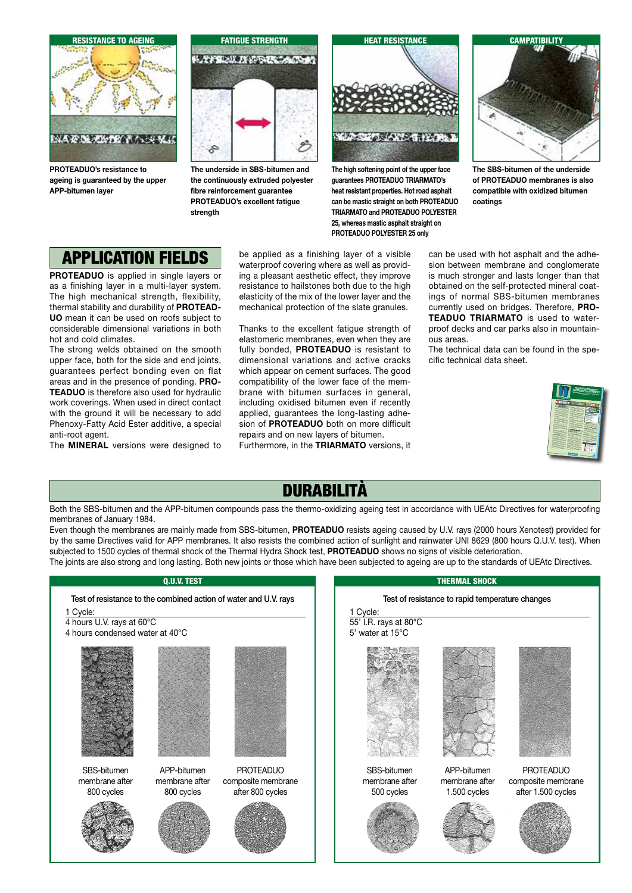**RESISTANCE TO AGEING**

PROTEADUO's resistance to ageing is guaranteed by the upper APP-bitumen layer

**FATIGUE STRENGTH**

The underside in SBS-bitumen and the continuously extruded polyester fibre reinforcement guarantee PROTEADUO's excellent fatigue strength

**HEAT RESISTANCE**

The high softening point of the upper face guarantees PROTEADUO TRIARMATO's heat resistant properties. Hot road asphalt can be mastic straight on both PROTEADUO TRIARMATO and PROTEADUO POLYESTER 25, whereas mastic asphalt straight on PROTEADUO POLYESTER 25 only

**CAMPATIBILITY**

The SBS-bitumen of the underside of PROTEADUO membranes is also compatible with oxidized bitumen coatings

## APPLICATION FIELDS

**PROTEADUO** is applied in single layers or as a finishing layer in a multi-layer system. The high mechanical strength, flexibility, thermal stability and durability of **PROTEADUO** mean it can be used on roofs subject to considerable dimensional variations in both hot and cold climates.
The strong welds obtained on the smooth upper face, both for the side and end joints, guarantees perfect bonding even on flat areas and in the presence of ponding. **PROTEADUO** is therefore also used for hydraulic work coverings. When used in direct contact with the ground it will be necessary to add Phenoxy-Fatty Acid Ester additive, a special anti-root agent.
The **MINERAL** versions were designed to be applied as a finishing layer of a visible waterproof covering where as well as providing a pleasant aesthetic effect, they improve resistance to hailstones both due to the high elasticity of the mix of the lower layer and the mechanical protection of the slate granules.

Thanks to the excellent fatigue strength of elastomeric membranes, even when they are fully bonded, **PROTEADUO** is resistant to dimensional variations and active cracks which appear on cement surfaces. The good compatibility of the lower face of the membrane with bitumen surfaces in general, including oxidised bitumen even if recently applied, guarantees the long-lasting adhesion of **PROTEADUO** both on more difficult repairs and on new layers of bitumen.
Furthermore, in the **TRIARMATO** versions, it can be used with hot asphalt and the adhesion between membrane and conglomerate is much stronger and lasts longer than that obtained on the self-protected mineral coatings of normal SBS-bitumen membranes currently used on bridges. Therefore, **PROTEADUO TRIARMATO** is used to waterproof decks and car parks also in mountainous areas.
The technical data can be found in the specific technical data sheet.

## DURABILITÀ

Both the SBS-bitumen and the APP-bitumen compounds pass the thermo-oxidizing ageing test in accordance with UEAtc Directives for waterproofing membranes of January 1984.
Even though the membranes are mainly made from SBS-bitumen, **PROTEADUO** resists ageing caused by U.V. rays (2000 hours Xenotest) provided for by the same Directives valid for APP membranes. It also resists the combined action of sunlight and rainwater UNI 8629 (800 hours Q.U.V. test). When subjected to 1500 cycles of thermal shock of the Thermal Hydra Shock test, **PROTEADUO** shows no signs of visible deterioration.
The joints are also strong and long lasting. Both new joints or those which have been subjected to ageing are up to the standards of UEAtc Directives.

### Q.U.V. TEST

Test of resistance to the combined action of water and U.V. rays

1 Cycle:
4 hours U.V. rays at 60°C
4 hours condensed water at 40°C

SBS-bitumen membrane after 800 cycles

APP-bitumen membrane after 800 cycles

PROTEADUO composite membrane after 800 cycles

### THERMAL SHOCK

Test of resistance to rapid temperature changes

1 Cycle:
55' I.R. rays at 80°C
5' water at 15°C

SBS-bitumen membrane after 500 cycles

APP-bitumen membrane after 1.500 cycles

PROTEADUO composite membrane after 1.500 cycles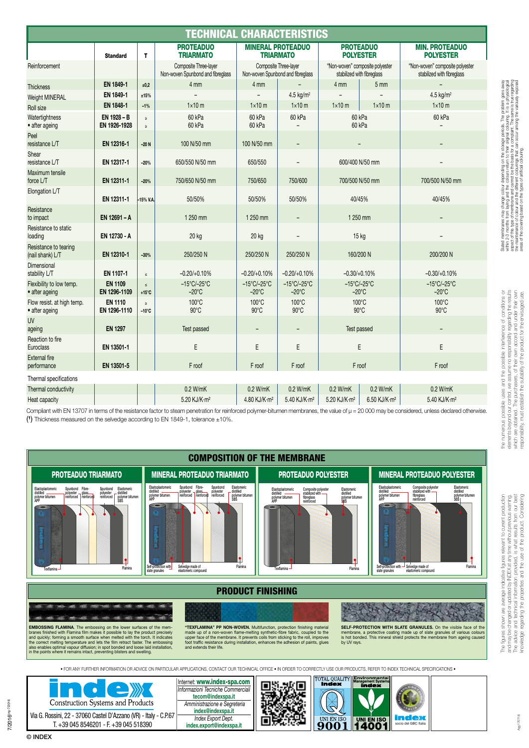# TECHNICAL CHARACTERISTICS

| | Standard | T | PROTEADUO TRIARMATO | MINERAL PROTEADUO TRIARMATO | | PROTEADUO POLYESTER | | MIN. PROTEADUO POLYESTER |
|---|---|---|---|---|---|---|---|---|
| Reinforcement | | | Composite Three-layer Non-woven Spunbond and fibreglass | Composite Three-layer Non-woven Spunbond and fibreglass | | "Non-woven" composite polyester stabilized with fibreglass | | "Non-woven" composite polyester stabilized with fibreglass |
| Thickness | EN 1849-1 | ±0,2 | 4 mm | 4 mm | – | 4 mm | 5 mm | – |
| Weight MINERAL | EN 1849-1 | ±15% | – | – | 4.5 kg/m² | – | – | 4.5 kg/m² |
| Roll size | EN 1848-1 | –1% | 1×10 m | 1×10 m | 1×10 m | 1×10 m | 1×10 m | 1×10 m |
| Watertightness • after ageing | EN 1928 – B EN 1926-1928 | ≥ ≥ | 60 kPa 60 kPa | 60 kPa 60 kPa | 60 kPa – | 60 kPa 60 kPa | | 60 kPa – |
| Peel resistance L/T | EN 12316-1 | –20 N | 100 N/50 mm | 100 N/50 mm | – | – | | – |
| Shear resistance L/T | EN 12317-1 | –20% | 650/550 N/50 mm | 650/550 | – | 600/400 N/50 mm | | – |
| Maximum tensile force L/T | EN 12311-1 | –20% | 750/650 N/50 mm | 750/650 | 750/600 | 700/500 N/50 mm | | 700/500 N/50 mm |
| Elongation L/T | EN 12311-1 | –15% V.A. | 50/50% | 50/50% | 50/50% | 40/45% | | 40/45% |
| Resistance to impact | EN 12691 – A | | 1 250 mm | 1 250 mm | – | 1 250 mm | | – |
| Resistance to static loading | EN 12730 - A | | 20 kg | 20 kg | – | 15 kg | | – |
| Resistance to tearing (nail shank) L/T | EN 12310-1 | –30% | 250/250 N | 250/250 N | 250/250 N | 160/200 N | | 200/200 N |
| Dimensional stability L/T | EN 1107-1 | ≤ | –0.20/+0.10% | –0.20/+0.10% | –0.20/+0.10% | –0.30/+0.10% | | –0.30/+0.10% |
| Flexibility to low temp. • after ageing | EN 1109 EN 1296-1109 | ≤ +15°C | –15°C/–25°C –20°C | –15°C/–25°C –20°C | –15°C/–25°C –20°C | –15°C/–25°C –20°C | | –15°C/–25°C –20°C |
| Flow resist. at high temp. • after ageing | EN 1110 EN 1296-1110 | ≥ –10°C | 100°C 90°C | 100°C 90°C | 100°C 90°C | 100°C 90°C | | 100°C 90°C |
| UV ageing | EN 1297 | | Test passed | – | – | Test passed | | – |
| Reaction to fire Euroclass | EN 13501-1 | | E | E | E | E | | E |
| External fire performance | EN 13501-5 | | F roof | F roof | F roof | F roof | | F roof |
| Thermal specifications | | | | | | | | |
| Thermal conductivity | | | 0.2 W/mK | 0.2 W/mK | 0.2 W/mK | 0.2 W/mK | 0.2 W/mK | 0.2 W/mK |
| Heat capacity | | | 5.20 KJ/K·m² | 4.80 KJ/K·m² | 5.40 KJ/K·m² | 5.20 KJ/K·m² | 6.50 KJ/K·m² | 5.40 KJ/K·m² |

Compliant with EN 13707 in terms of the resistance factor to steam penetration for reinforced polymer-bitumen membranes, the value of μ = 20 000 may be considered, unless declared otherwise.
(1) Thickness measured on the selvedge according to EN 1849-1, tolerance ±10%.

# COMPOSITION OF THE MEMBRANE

## PROTEADUO TRIARMATO

Elastoplastomeric distilled polymer bitumen APP – Spunbond polyester reinforced – Fibre-glass reinforced – Spunbond polyester reinforced – Elastomeric distilled polymer bitumen SBS – Texflamina – Flamina

## MINERAL PROTEADUO TRIARMATO

Elastoplastomeric distilled polymer bitumen APP – Spunbond polyester reinforced – Fibre-glass reinforced – Spunbond polyester reinforced – Elastomeric distilled polymer bitumen SBS – Self-protection with slate granules – Selvedge made of elastomeric compound – Flamina

## PROTEADUO POLYESTER

Elastoplastomeric distilled polymer bitumen APP – Composite polyester stabilized with fibreglass reinforced – Elastomeric distilled polymer bitumen SBS – Texflamina – Flamina

## MINERAL PROTEADUO POLYESTER

Elastoplastomeric distilled polymer bitumen APP – Composite polyester stabilized with fibreglass reinforced – Elastomeric distilled polymer bitumen SBS – Self-protection with slate granules – Selvedge made of elastomeric compound – Flamina

# PRODUCT FINISHING

**EMBOSSING FLAMINA.** The embossing on the lower surfaces of the membranes finished with Flamina film makes it possible to lay the product precisely and quickly; forming a smooth surface when melted with the torch. It indicates the correct melting temperature and lets the film retract faster. The embossing also enables optimal vapour diffusion; in spot bonded and loose laid installation, in the points where it remains intact, preventing blisters and swelling.

**"TEXFLAMINA" PP NON-WOVEN.** Multifunction, protection finishing material made up of a non-woven flame-melting synthetic-fibre fabric, coupled to the upper face of the membrane. It prevents coils from sticking to the roll, improves foot traffic resistance during installation, enhances the adhesion of paints, glues and extends their life.

**SELF-PROTECTION WITH SLATE GRANULES.** On the visible face of the membrane, a protective coating made up of slate granules of various colours is hot bonded. This mineral shield protects the membrane from ageing caused by UV rays.

• FOR ANY FURTHER INFORMATION OR ADVICE ON PARTICULAR APPLICATIONS, CONTACT OUR TECHNICAL OFFICE • IN ORDER TO CORRECTLY USE OUR PRODUCTS, REFER TO INDEX TECHNICAL SPECIFICATIONS •

Slated membranes may change colour depending on the storage periods. The problem goes away within 2-3 months from laying and the colours return to their original colouring. It is a physiological aspect of the type of membrane and cannot be the basis for a complaint. The same is true regarding the maintenance of colour and the different colourings that can occur among the variously exposed areas of the covering based on the types of artificial colouring.

The figures shown are average indicative figures relevant to current production and may be changed or updated by INDEX at any time without previous warning. The advice and technical information provided, is what results from our best knowledge regarding the properties and the use of the product. Considering the numerous possible uses and the possible interference of conditions or elements beyond our control, we assume no responsibility regarding the results which are obtained. The purchasers, of their own accord and under their own responsibility, must establish the suitability of the product for the envisaged use.

**index** Construction Systems and Products
Via G. Rossini, 22 - 37060 Castel D'Azzano (VR) - Italy - C.P.67
T. +39 045 8546201 - F. +39 045 518390

Internet: **www.index-spa.com**
*Informazioni Tecniche Commerciali*
**tecom@indexspa.it**
*Amministrazione e Segreteria*
**index@indexspa.it**
*Index Export Dept.*
**index.export@indexspa.it**

TOTAL QUALITY index UNI EN ISO 9001 – Environmental Management Systems index UNI EN ISO 14001 – socio del GBC Italia

7/2016

© INDEX